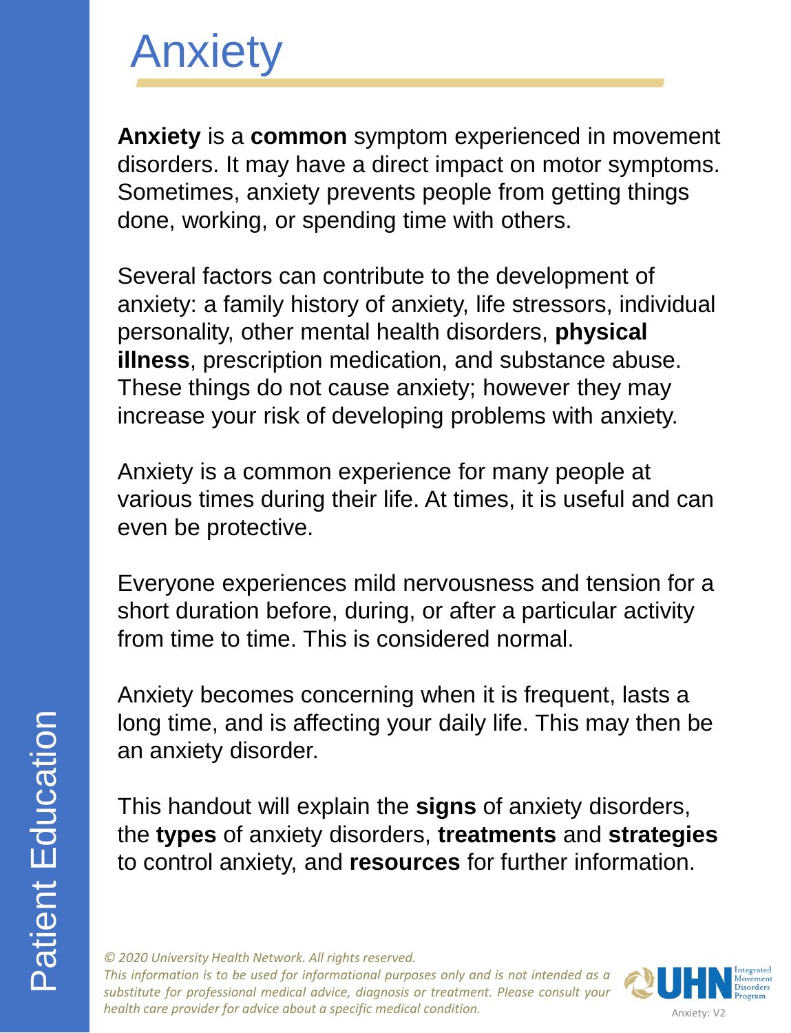# Anxiety

**Anxiety** is a **common** symptom experienced in movement disorders. It may have a direct impact on motor symptoms. Sometimes, anxiety prevents people from getting things done, working, or spending time with others.

Several factors can contribute to the development of anxiety: a family history of anxiety, life stressors, individual personality, other mental health disorders, **physical illness**, prescription medication, and substance abuse. These things do not cause anxiety; however they may increase your risk of developing problems with anxiety.

Anxiety is a common experience for many people at various times during their life. At times, it is useful and can even be protective.

Everyone experiences mild nervousness and tension for a short duration before, during, or after a particular activity from time to time. This is considered normal.

Anxiety becomes concerning when it is frequent, lasts a long time, and is affecting your daily life. This may then be an anxiety disorder.

This handout will explain the **signs** of anxiety disorders, the **types** of anxiety disorders, **treatments** and **strategies** to control anxiety, and **resources** for further information.

*© 2020 University Health Network. All rights reserved.*
*This information is to be used for informational purposes only and is not intended as a substitute for professional medical advice, diagnosis or treatment. Please consult your health care provider for advice about a specific medical condition.*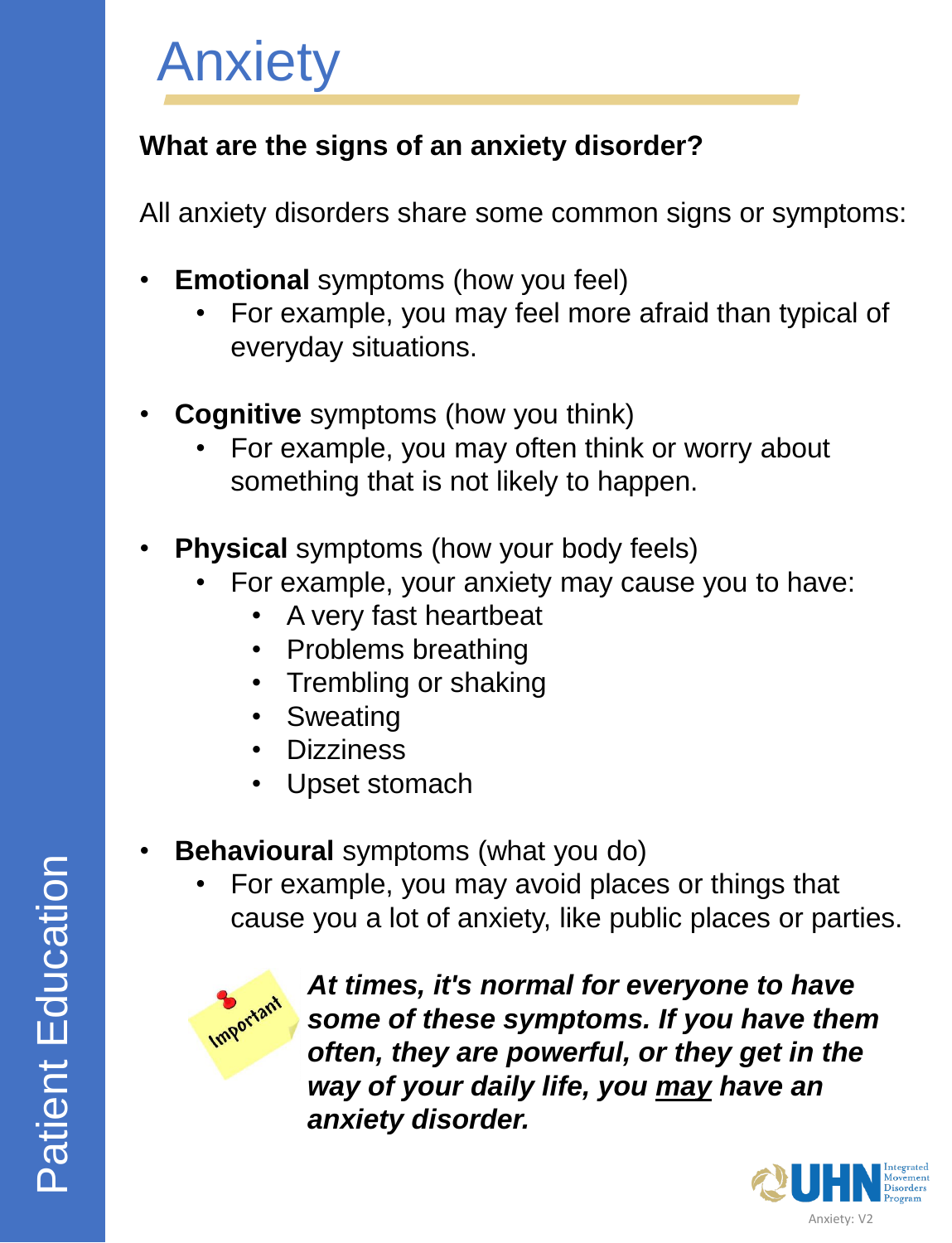# Anxiety

**What are the signs of an anxiety disorder?**

All anxiety disorders share some common signs or symptoms:

- **Emotional** symptoms (how you feel)
  - For example, you may feel more afraid than typical of everyday situations.
- **Cognitive** symptoms (how you think)
  - For example, you may often think or worry about something that is not likely to happen.
- **Physical** symptoms (how your body feels)
  - For example, your anxiety may cause you to have:
    - A very fast heartbeat
    - Problems breathing
    - Trembling or shaking
    - Sweating
    - Dizziness
    - Upset stomach
- **Behavioural** symptoms (what you do)
  - For example, you may avoid places or things that cause you a lot of anxiety, like public places or parties.

Important

***At times, it's normal for everyone to have some of these symptoms. If you have them often, they are powerful, or they get in the way of your daily life, you <u>may</u> have an anxiety disorder.***

Patient Education

UHN Integrated Movement Disorders Program

Anxiety: V2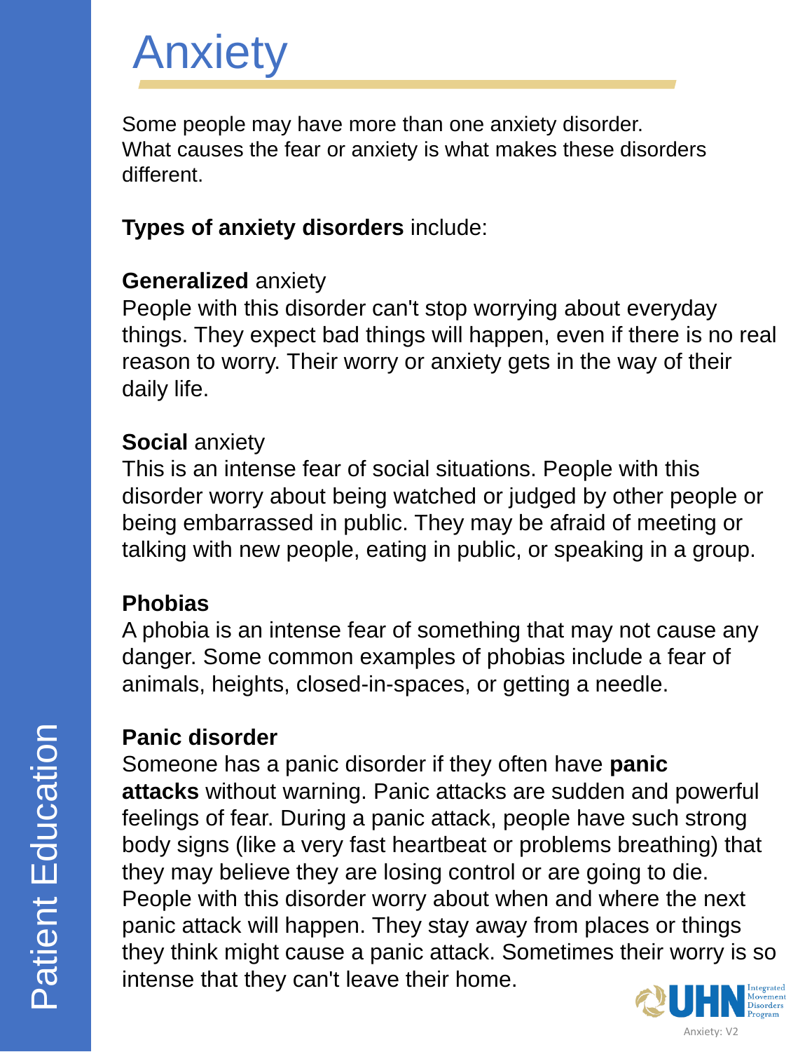# Anxiety

Some people may have more than one anxiety disorder. What causes the fear or anxiety is what makes these disorders different.

**Types of anxiety disorders** include:

**Generalized** anxiety
People with this disorder can't stop worrying about everyday things. They expect bad things will happen, even if there is no real reason to worry. Their worry or anxiety gets in the way of their daily life.

**Social** anxiety
This is an intense fear of social situations. People with this disorder worry about being watched or judged by other people or being embarrassed in public. They may be afraid of meeting or talking with new people, eating in public, or speaking in a group.

**Phobias**
A phobia is an intense fear of something that may not cause any danger. Some common examples of phobias include a fear of animals, heights, closed-in-spaces, or getting a needle.

**Panic disorder**
Someone has a panic disorder if they often have **panic attacks** without warning. Panic attacks are sudden and powerful feelings of fear. During a panic attack, people have such strong body signs (like a very fast heartbeat or problems breathing) that they may believe they are losing control or are going to die. People with this disorder worry about when and where the next panic attack will happen. They stay away from places or things they think might cause a panic attack. Sometimes their worry is so intense that they can't leave their home.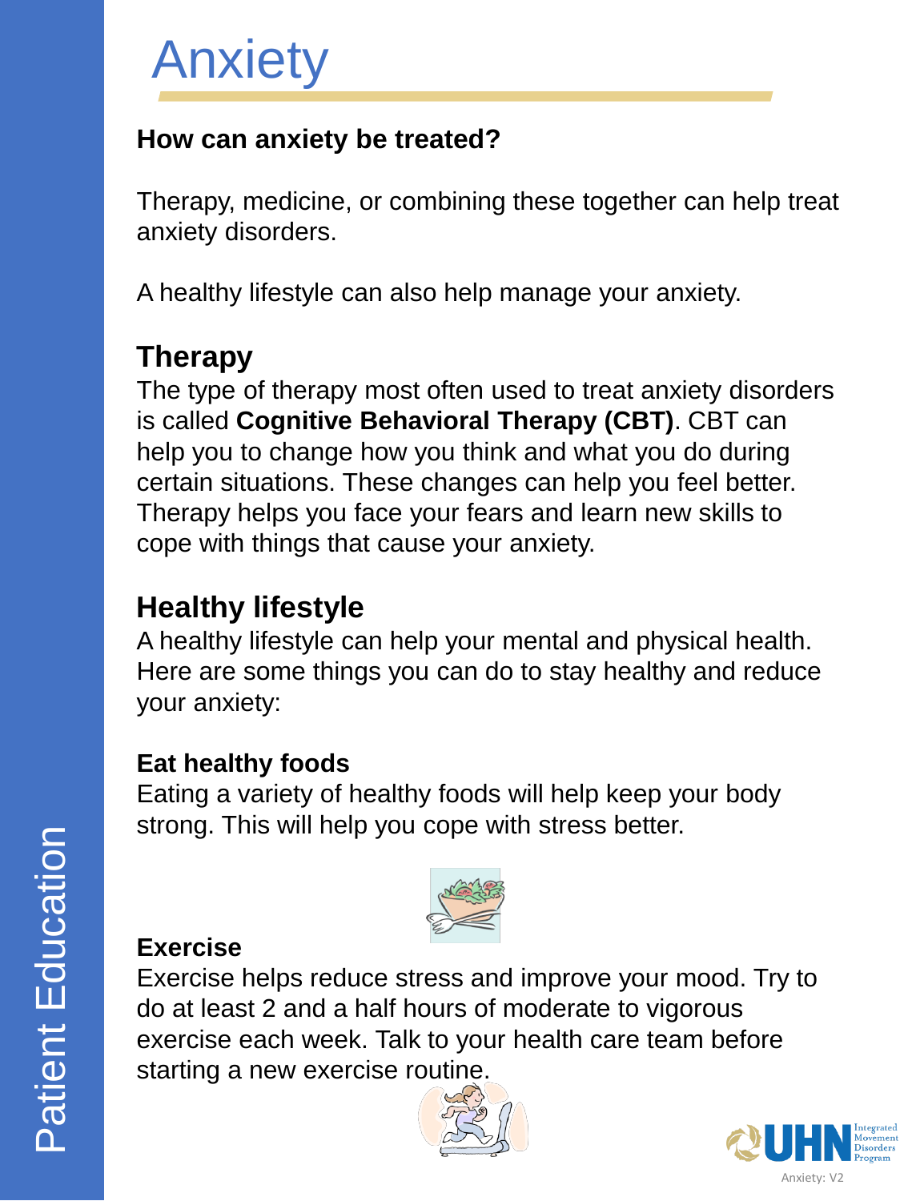# Anxiety

### How can anxiety be treated?

Therapy, medicine, or combining these together can help treat anxiety disorders.

A healthy lifestyle can also help manage your anxiety.

## Therapy

The type of therapy most often used to treat anxiety disorders is called **Cognitive Behavioral Therapy (CBT)**. CBT can help you to change how you think and what you do during certain situations. These changes can help you feel better. Therapy helps you face your fears and learn new skills to cope with things that cause your anxiety.

## Healthy lifestyle

A healthy lifestyle can help your mental and physical health. Here are some things you can do to stay healthy and reduce your anxiety:

### Eat healthy foods

Eating a variety of healthy foods will help keep your body strong. This will help you cope with stress better.

### Exercise

Exercise helps reduce stress and improve your mood. Try to do at least 2 and a half hours of moderate to vigorous exercise each week. Talk to your health care team before starting a new exercise routine.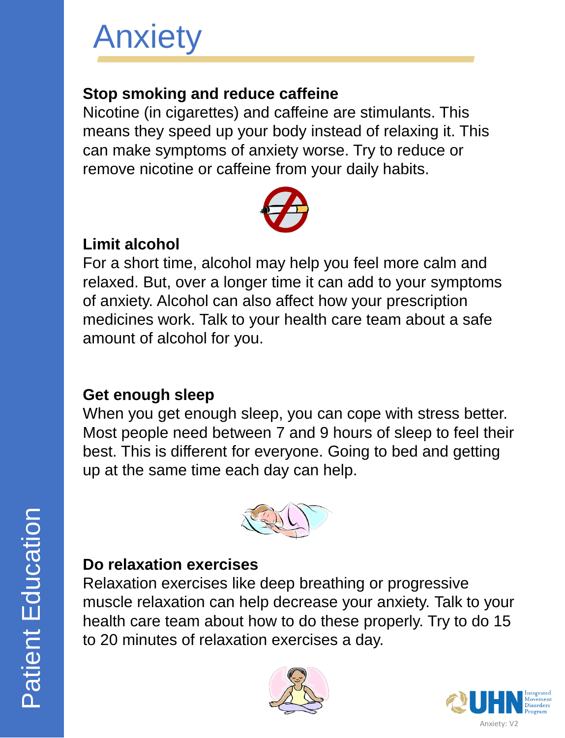# Anxiety

### Stop smoking and reduce caffeine

Nicotine (in cigarettes) and caffeine are stimulants. This means they speed up your body instead of relaxing it. This can make symptoms of anxiety worse. Try to reduce or remove nicotine or caffeine from your daily habits.

### Limit alcohol

For a short time, alcohol may help you feel more calm and relaxed. But, over a longer time it can add to your symptoms of anxiety. Alcohol can also affect how your prescription medicines work. Talk to your health care team about a safe amount of alcohol for you.

### Get enough sleep

When you get enough sleep, you can cope with stress better. Most people need between 7 and 9 hours of sleep to feel their best. This is different for everyone. Going to bed and getting up at the same time each day can help.

### Do relaxation exercises

Relaxation exercises like deep breathing or progressive muscle relaxation can help decrease your anxiety. Talk to your health care team about how to do these properly. Try to do 15 to 20 minutes of relaxation exercises a day.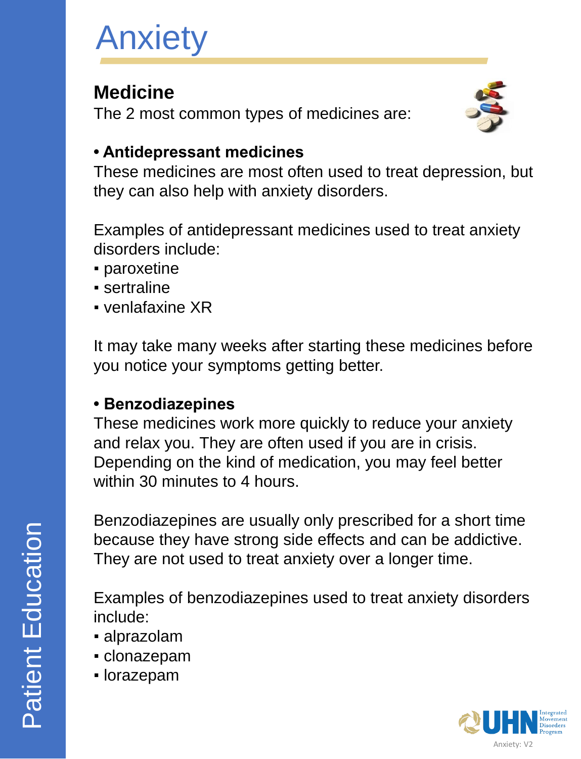# Anxiety

## Medicine

The 2 most common types of medicines are:

- **Antidepressant medicines**

These medicines are most often used to treat depression, but they can also help with anxiety disorders.

Examples of antidepressant medicines used to treat anxiety disorders include:

- paroxetine
- sertraline
- venlafaxine XR

It may take many weeks after starting these medicines before you notice your symptoms getting better.

- **Benzodiazepines**

These medicines work more quickly to reduce your anxiety and relax you. They are often used if you are in crisis. Depending on the kind of medication, you may feel better within 30 minutes to 4 hours.

Benzodiazepines are usually only prescribed for a short time because they have strong side effects and can be addictive. They are not used to treat anxiety over a longer time.

Examples of benzodiazepines used to treat anxiety disorders include:

- alprazolam
- clonazepam
- lorazepam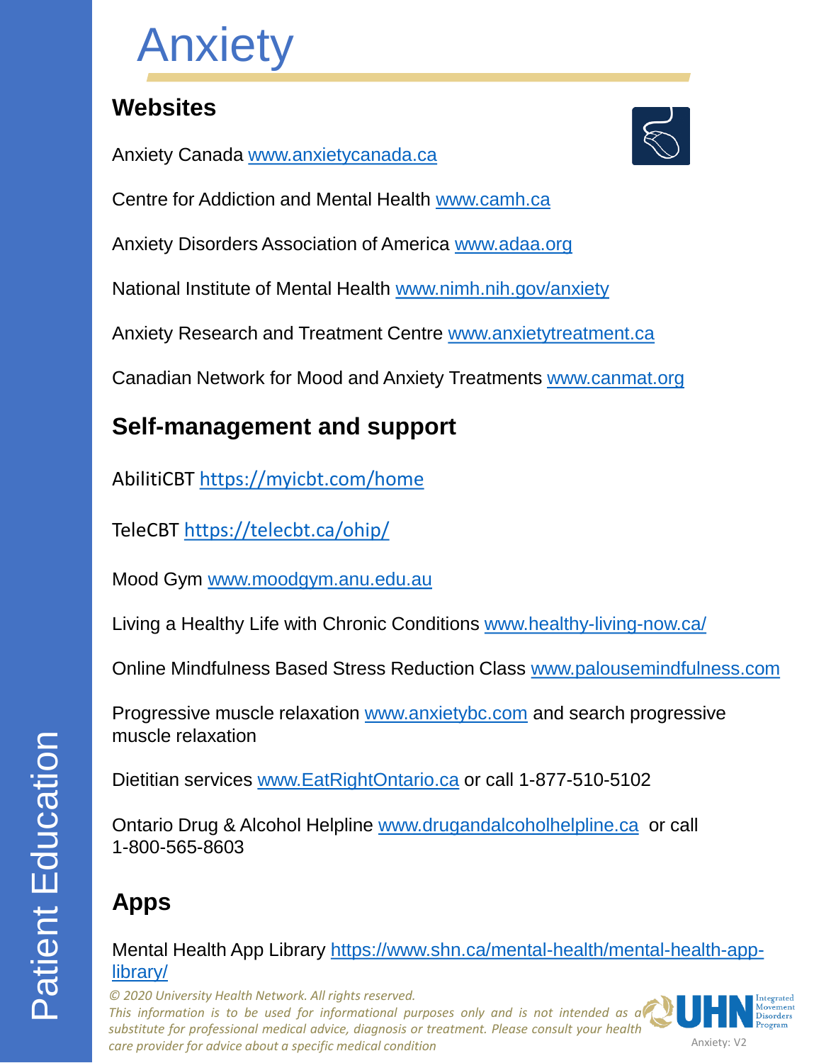# Anxiety

## Websites

Anxiety Canada www.anxietycanada.ca

Centre for Addiction and Mental Health www.camh.ca

Anxiety Disorders Association of America www.adaa.org

National Institute of Mental Health www.nimh.nih.gov/anxiety

Anxiety Research and Treatment Centre www.anxietytreatment.ca

Canadian Network for Mood and Anxiety Treatments www.canmat.org

## Self-management and support

AbilitiCBT https://myicbt.com/home

TeleCBT https://telecbt.ca/ohip/

Mood Gym www.moodgym.anu.edu.au

Living a Healthy Life with Chronic Conditions www.healthy-living-now.ca/

Online Mindfulness Based Stress Reduction Class www.palousemindfulness.com

Progressive muscle relaxation www.anxietybc.com and search progressive muscle relaxation

Dietitian services www.EatRightOntario.ca or call 1-877-510-5102

Ontario Drug & Alcohol Helpline www.drugandalcoholhelpline.ca or call 1-800-565-8603

## Apps

Mental Health App Library https://www.shn.ca/mental-health/mental-health-app-library/

*© 2020 University Health Network. All rights reserved.*
*This information is to be used for informational purposes only and is not intended as a substitute for professional medical advice, diagnosis or treatment. Please consult your health care provider for advice about a specific medical condition*

UHN Integrated Movement Disorders Program

Anxiety: V2